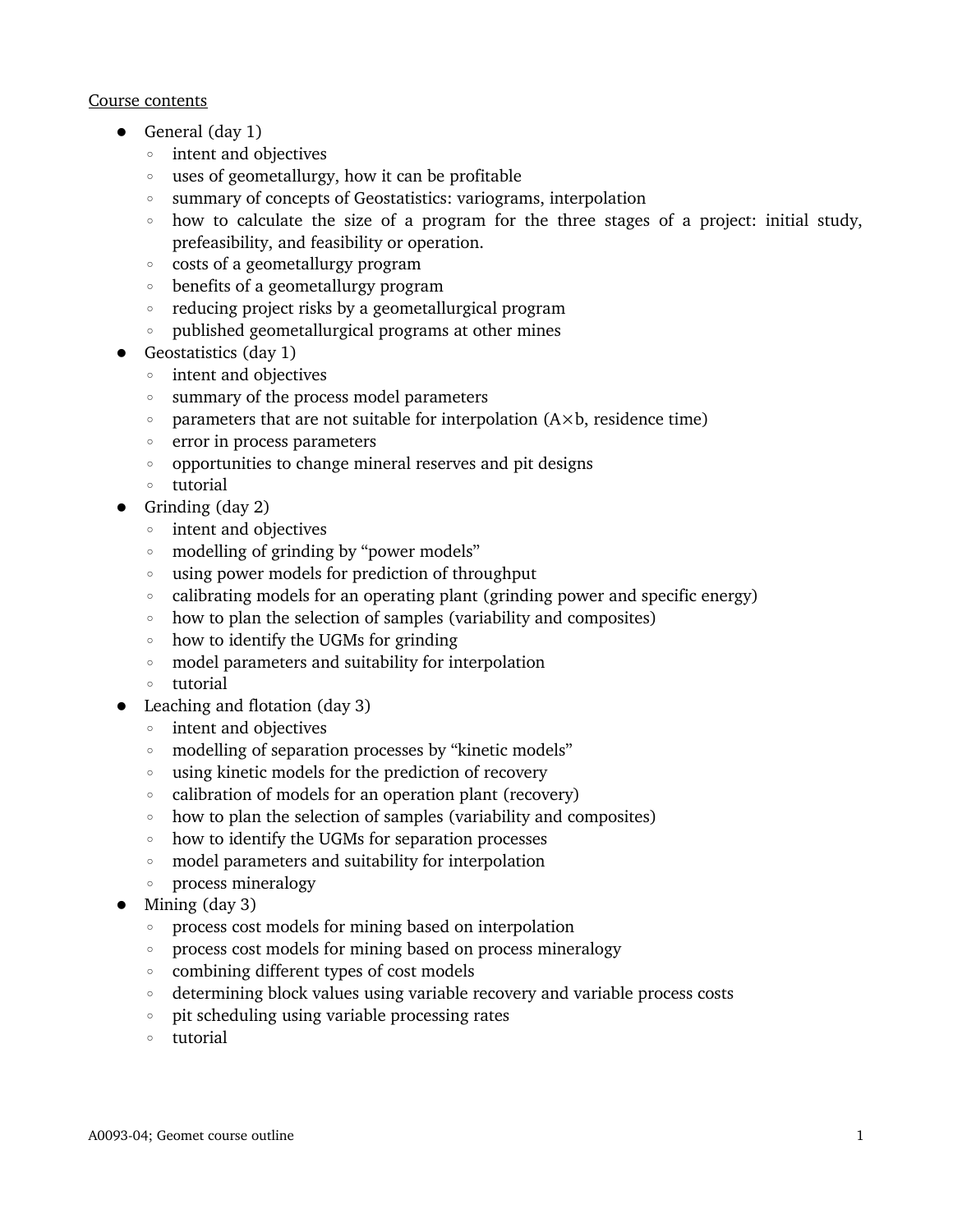<u>Course contents</u>

- General (day 1)
  - intent and objectives
  - uses of geometallurgy, how it can be profitable
  - summary of concepts of Geostatistics: variograms, interpolation
  - how to calculate the size of a program for the three stages of a project: initial study, prefeasibility, and feasibility or operation.
  - costs of a geometallurgy program
  - benefits of a geometallurgy program
  - reducing project risks by a geometallurgical program
  - published geometallurgical programs at other mines
- Geostatistics (day 1)
  - intent and objectives
  - summary of the process model parameters
  - parameters that are not suitable for interpolation ($A \times b$, residence time)
  - error in process parameters
  - opportunities to change mineral reserves and pit designs
  - tutorial
- Grinding (day 2)
  - intent and objectives
  - modelling of grinding by "power models"
  - using power models for prediction of throughput
  - calibrating models for an operating plant (grinding power and specific energy)
  - how to plan the selection of samples (variability and composites)
  - how to identify the UGMs for grinding
  - model parameters and suitability for interpolation
  - tutorial
- Leaching and flotation (day 3)
  - intent and objectives
  - modelling of separation processes by "kinetic models"
  - using kinetic models for the prediction of recovery
  - calibration of models for an operation plant (recovery)
  - how to plan the selection of samples (variability and composites)
  - how to identify the UGMs for separation processes
  - model parameters and suitability for interpolation
  - process mineralogy
- Mining (day 3)
  - process cost models for mining based on interpolation
  - process cost models for mining based on process mineralogy
  - combining different types of cost models
  - determining block values using variable recovery and variable process costs
  - pit scheduling using variable processing rates
  - tutorial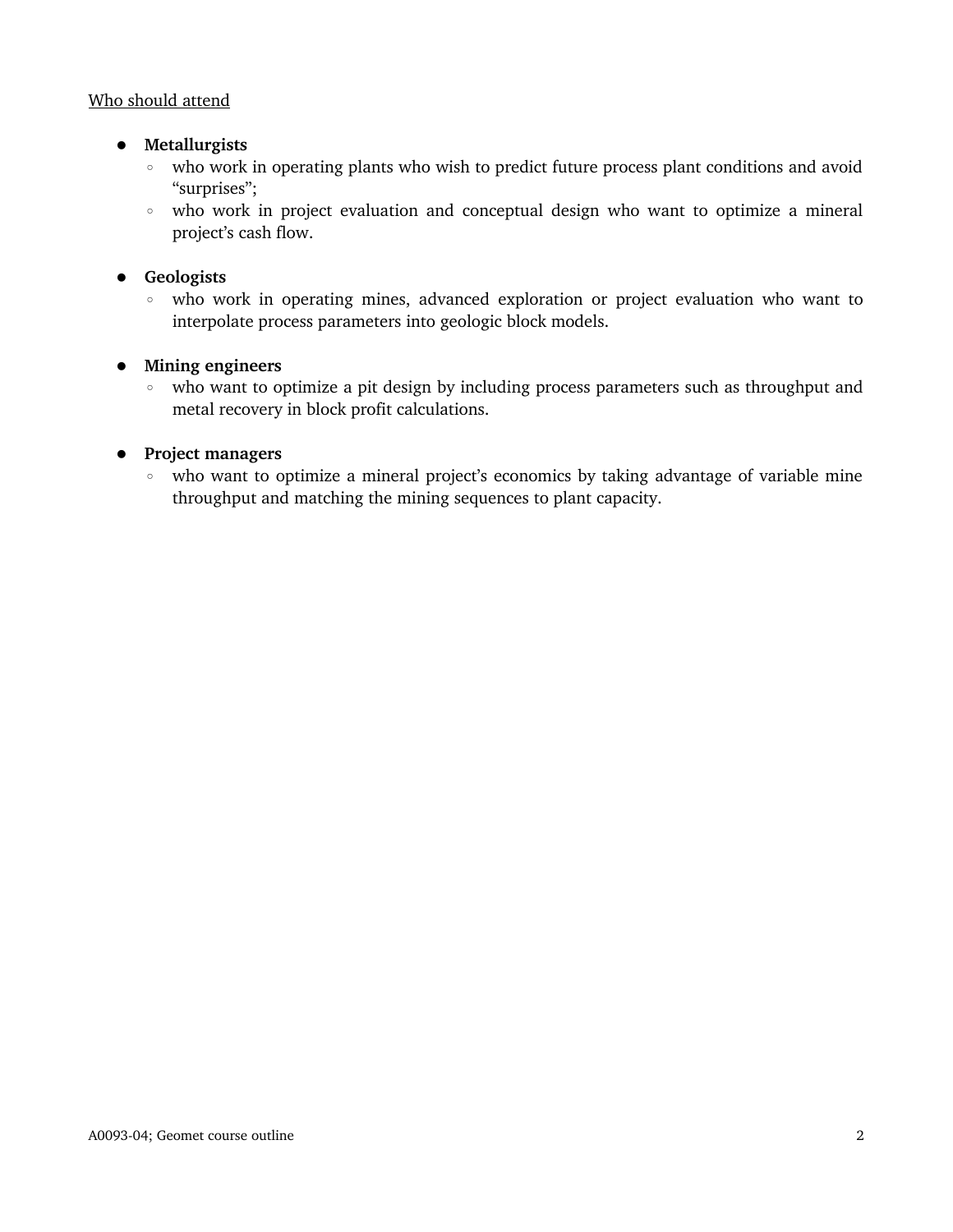<u>Who should attend</u>

- **Metallurgists**
  - who work in operating plants who wish to predict future process plant conditions and avoid "surprises";
  - who work in project evaluation and conceptual design who want to optimize a mineral project's cash flow.

- **Geologists**
  - who work in operating mines, advanced exploration or project evaluation who want to interpolate process parameters into geologic block models.

- **Mining engineers**
  - who want to optimize a pit design by including process parameters such as throughput and metal recovery in block profit calculations.

- **Project managers**
  - who want to optimize a mineral project's economics by taking advantage of variable mine throughput and matching the mining sequences to plant capacity.